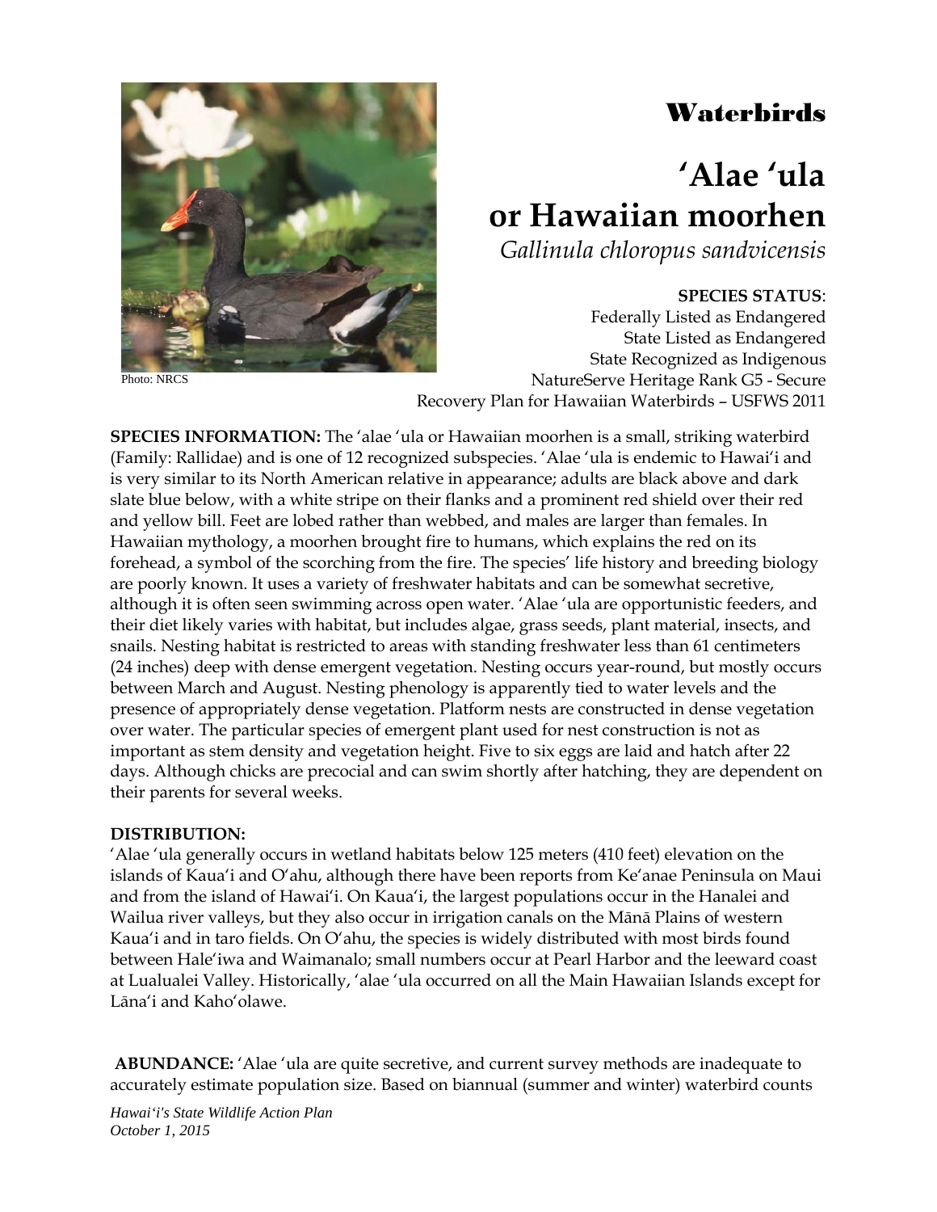# Waterbirds

# ʻAlae ʻula or Hawaiian moorhen

*Gallinula chloropus sandvicensis*

Photo: NRCS

**SPECIES STATUS**:
Federally Listed as Endangered
State Listed as Endangered
State Recognized as Indigenous
NatureServe Heritage Rank G5 - Secure
Recovery Plan for Hawaiian Waterbirds – USFWS 2011

**SPECIES INFORMATION:** The ʻalae ʻula or Hawaiian moorhen is a small, striking waterbird (Family: Rallidae) and is one of 12 recognized subspecies. ʻAlae ʻula is endemic to Hawaiʻi and is very similar to its North American relative in appearance; adults are black above and dark slate blue below, with a white stripe on their flanks and a prominent red shield over their red and yellow bill. Feet are lobed rather than webbed, and males are larger than females. In Hawaiian mythology, a moorhen brought fire to humans, which explains the red on its forehead, a symbol of the scorching from the fire. The species' life history and breeding biology are poorly known. It uses a variety of freshwater habitats and can be somewhat secretive, although it is often seen swimming across open water. ʻAlae ʻula are opportunistic feeders, and their diet likely varies with habitat, but includes algae, grass seeds, plant material, insects, and snails. Nesting habitat is restricted to areas with standing freshwater less than 61 centimeters (24 inches) deep with dense emergent vegetation. Nesting occurs year-round, but mostly occurs between March and August. Nesting phenology is apparently tied to water levels and the presence of appropriately dense vegetation. Platform nests are constructed in dense vegetation over water. The particular species of emergent plant used for nest construction is not as important as stem density and vegetation height. Five to six eggs are laid and hatch after 22 days. Although chicks are precocial and can swim shortly after hatching, they are dependent on their parents for several weeks.

**DISTRIBUTION:**
ʻAlae ʻula generally occurs in wetland habitats below 125 meters (410 feet) elevation on the islands of Kauaʻi and Oʻahu, although there have been reports from Keʻanae Peninsula on Maui and from the island of Hawaiʻi. On Kauaʻi, the largest populations occur in the Hanalei and Wailua river valleys, but they also occur in irrigation canals on the Mānā Plains of western Kauaʻi and in taro fields. On Oʻahu, the species is widely distributed with most birds found between Haleʻiwa and Waimanalo; small numbers occur at Pearl Harbor and the leeward coast at Lualualei Valley. Historically, ʻalae ʻula occurred on all the Main Hawaiian Islands except for Lānaʻi and Kahoʻolawe.

**ABUNDANCE:** ʻAlae ʻula are quite secretive, and current survey methods are inadequate to accurately estimate population size. Based on biannual (summer and winter) waterbird counts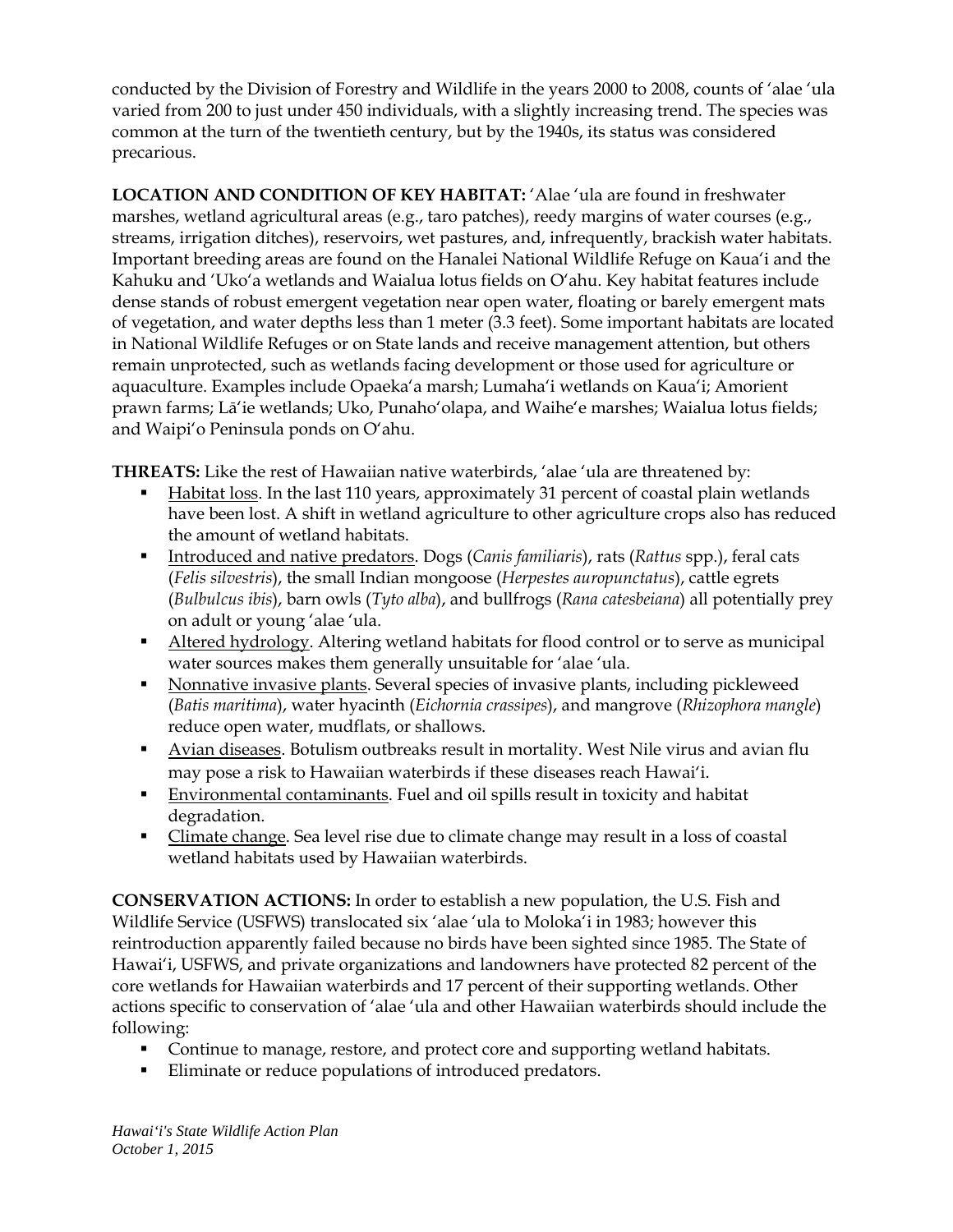conducted by the Division of Forestry and Wildlife in the years 2000 to 2008, counts of ʻalae ʻula varied from 200 to just under 450 individuals, with a slightly increasing trend. The species was common at the turn of the twentieth century, but by the 1940s, its status was considered precarious.

**LOCATION AND CONDITION OF KEY HABITAT:** ʻAlae ʻula are found in freshwater marshes, wetland agricultural areas (e.g., taro patches), reedy margins of water courses (e.g., streams, irrigation ditches), reservoirs, wet pastures, and, infrequently, brackish water habitats. Important breeding areas are found on the Hanalei National Wildlife Refuge on Kauaʻi and the Kahuku and ʻUkoʻa wetlands and Waialua lotus fields on Oʻahu. Key habitat features include dense stands of robust emergent vegetation near open water, floating or barely emergent mats of vegetation, and water depths less than 1 meter (3.3 feet). Some important habitats are located in National Wildlife Refuges or on State lands and receive management attention, but others remain unprotected, such as wetlands facing development or those used for agriculture or aquaculture. Examples include Opaekaʻa marsh; Lumahaʻi wetlands on Kauaʻi; Amorient prawn farms; Lāʻie wetlands; Uko, Punahoʻolapa, and Waiheʻe marshes; Waialua lotus fields; and Waipiʻo Peninsula ponds on Oʻahu.

**THREATS:** Like the rest of Hawaiian native waterbirds, ʻalae ʻula are threatened by:

- Habitat loss. In the last 110 years, approximately 31 percent of coastal plain wetlands have been lost. A shift in wetland agriculture to other agriculture crops also has reduced the amount of wetland habitats.
- Introduced and native predators. Dogs (*Canis familiaris*), rats (*Rattus* spp.), feral cats (*Felis silvestris*), the small Indian mongoose (*Herpestes auropunctatus*), cattle egrets (*Bulbulcus ibis*), barn owls (*Tyto alba*), and bullfrogs (*Rana catesbeiana*) all potentially prey on adult or young ʻalae ʻula.
- Altered hydrology. Altering wetland habitats for flood control or to serve as municipal water sources makes them generally unsuitable for ʻalae ʻula.
- Nonnative invasive plants. Several species of invasive plants, including pickleweed (*Batis maritima*), water hyacinth (*Eichornia crassipes*), and mangrove (*Rhizophora mangle*) reduce open water, mudflats, or shallows.
- Avian diseases. Botulism outbreaks result in mortality. West Nile virus and avian flu may pose a risk to Hawaiian waterbirds if these diseases reach Hawaiʻi.
- Environmental contaminants. Fuel and oil spills result in toxicity and habitat degradation.
- Climate change. Sea level rise due to climate change may result in a loss of coastal wetland habitats used by Hawaiian waterbirds.

**CONSERVATION ACTIONS:** In order to establish a new population, the U.S. Fish and Wildlife Service (USFWS) translocated six ʻalae ʻula to Molokaʻi in 1983; however this reintroduction apparently failed because no birds have been sighted since 1985. The State of Hawaiʻi, USFWS, and private organizations and landowners have protected 82 percent of the core wetlands for Hawaiian waterbirds and 17 percent of their supporting wetlands. Other actions specific to conservation of ʻalae ʻula and other Hawaiian waterbirds should include the following:

- Continue to manage, restore, and protect core and supporting wetland habitats.
- Eliminate or reduce populations of introduced predators.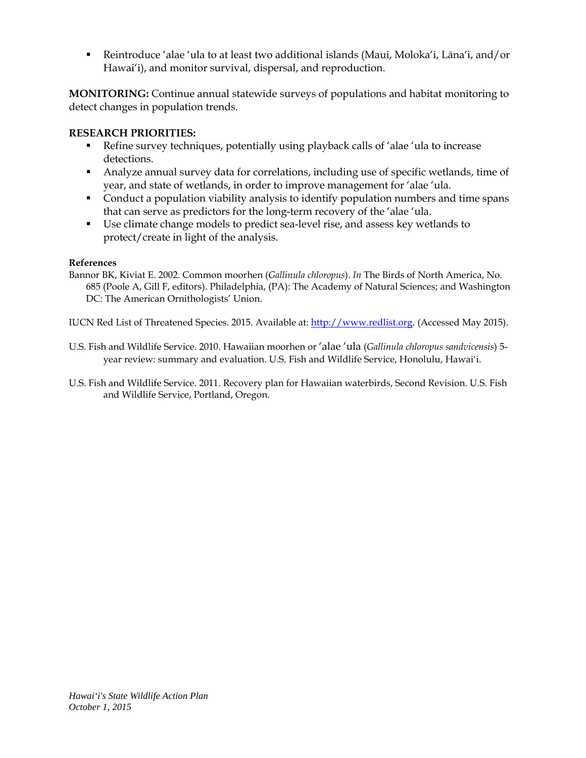- Reintroduce ʻalae ʻula to at least two additional islands (Maui, Molokaʻi, Lānaʻi, and/or Hawaiʻi), and monitor survival, dispersal, and reproduction.

**MONITORING:** Continue annual statewide surveys of populations and habitat monitoring to detect changes in population trends.

**RESEARCH PRIORITIES:**

- Refine survey techniques, potentially using playback calls of ʻalae ʻula to increase detections.
- Analyze annual survey data for correlations, including use of specific wetlands, time of year, and state of wetlands, in order to improve management for ʻalae ʻula.
- Conduct a population viability analysis to identify population numbers and time spans that can serve as predictors for the long-term recovery of the ʻalae ʻula.
- Use climate change models to predict sea-level rise, and assess key wetlands to protect/create in light of the analysis.

**References**

Bannor BK, Kiviat E. 2002. Common moorhen (*Gallinula chloropus*). *In* The Birds of North America, No. 685 (Poole A, Gill F, editors). Philadelphia, (PA): The Academy of Natural Sciences; and Washington DC: The American Ornithologists' Union.

IUCN Red List of Threatened Species. 2015. Available at: [http://www.redlist.org](http://www.redlist.org). (Accessed May 2015).

U.S. Fish and Wildlife Service. 2010. Hawaiian moorhen or ʻalae ʻula (*Gallinula chloropus sandvicensis*) 5-year review: summary and evaluation. U.S. Fish and Wildlife Service, Honolulu, Hawaiʻi.

U.S. Fish and Wildlife Service. 2011. Recovery plan for Hawaiian waterbirds, Second Revision. U.S. Fish and Wildlife Service, Portland, Oregon.